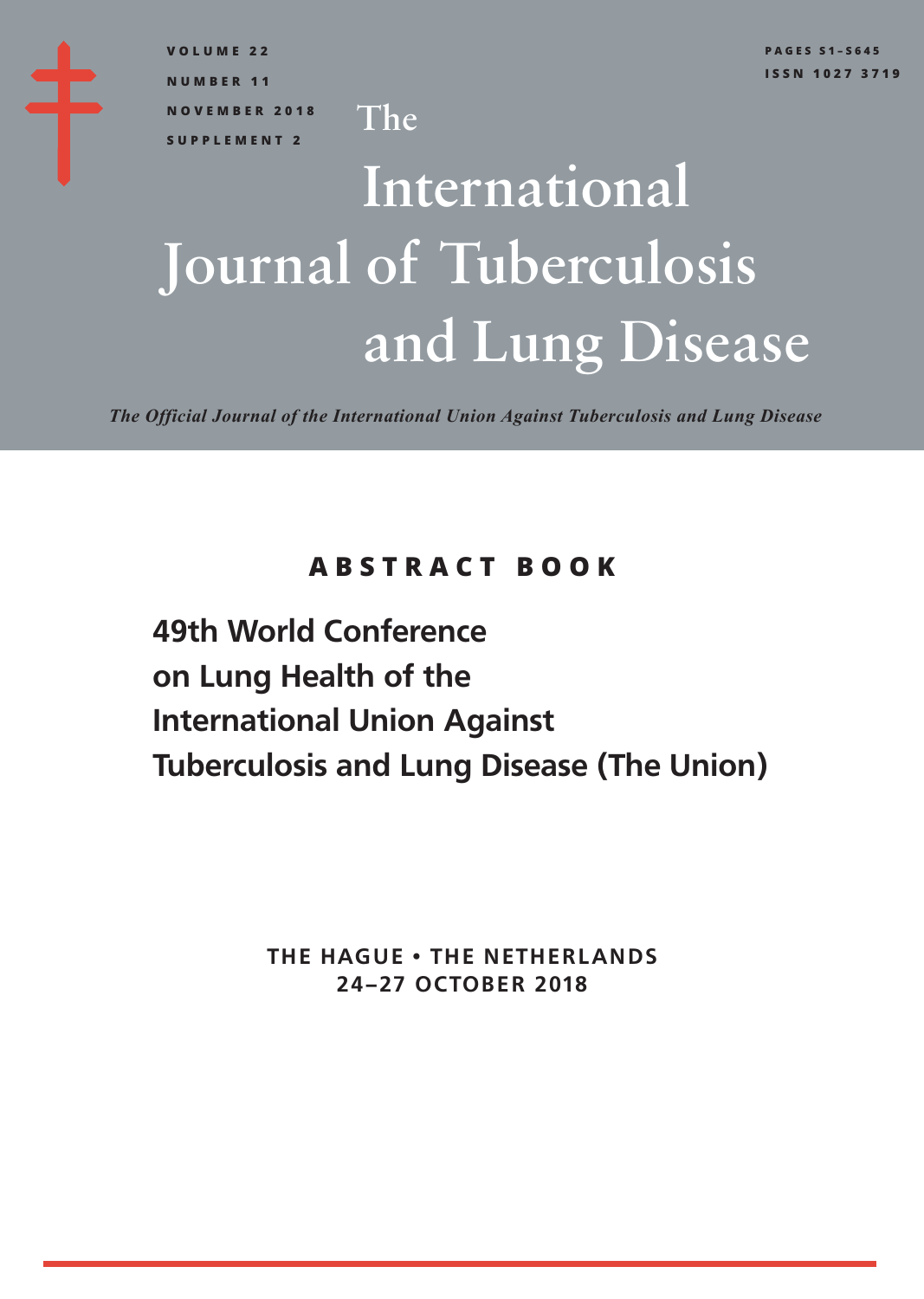VOLUME 22
NUMBER 11
NOVEMBER 2018
SUPPLEMENT 2

PAGES S1–S645
ISSN 1027 3719

# The International Journal of Tuberculosis and Lung Disease

*The Official Journal of the International Union Against Tuberculosis and Lung Disease*

## ABSTRACT BOOK

## 49th World Conference on Lung Health of the International Union Against Tuberculosis and Lung Disease (The Union)

THE HAGUE • THE NETHERLANDS
24–27 OCTOBER 2018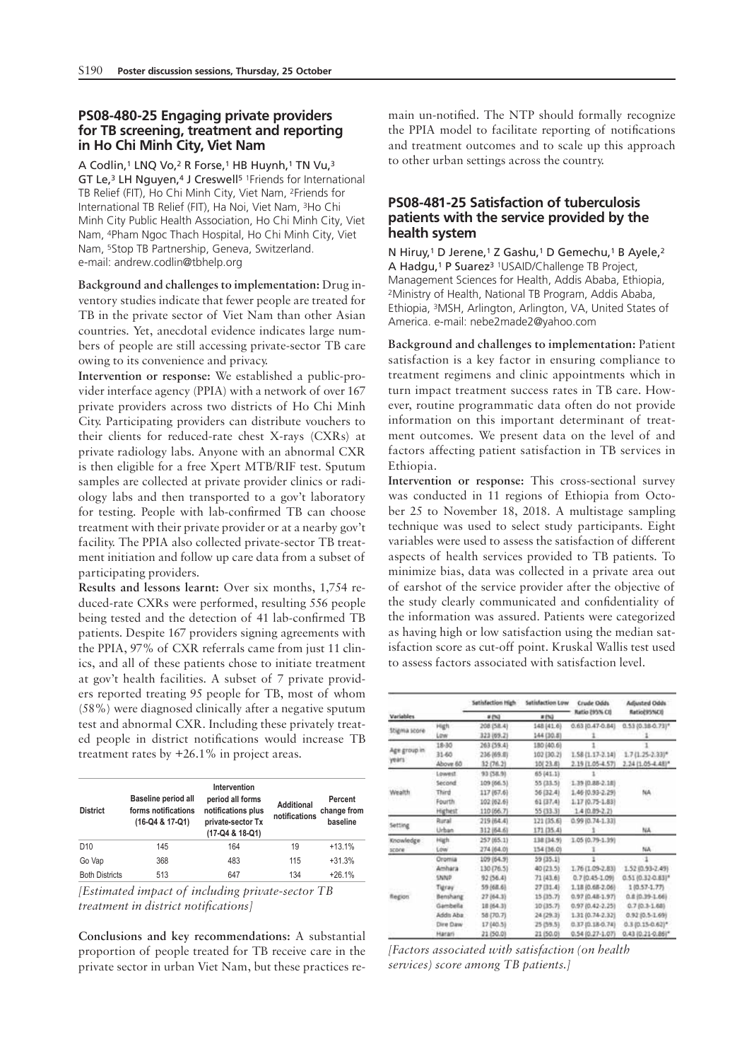## PS08-480-25 Engaging private providers for TB screening, treatment and reporting in Ho Chi Minh City, Viet Nam

A Codlin,[1] LNQ Vo,[2] R Forse,[1] HB Huynh,[1] TN Vu,[3] GT Le,[3] LH Nguyen,[4] J Creswell[5] [1]Friends for International TB Relief (FIT), Ho Chi Minh City, Viet Nam, [2]Friends for International TB Relief (FIT), Ha Noi, Viet Nam, [3]Ho Chi Minh City Public Health Association, Ho Chi Minh City, Viet Nam, [4]Pham Ngoc Thach Hospital, Ho Chi Minh City, Viet Nam, [5]Stop TB Partnership, Geneva, Switzerland. e-mail: andrew.codlin@tbhelp.org

**Background and challenges to implementation:** Drug inventory studies indicate that fewer people are treated for TB in the private sector of Viet Nam than other Asian countries. Yet, anecdotal evidence indicates large numbers of people are still accessing private-sector TB care owing to its convenience and privacy.

**Intervention or response:** We established a public-provider interface agency (PPIA) with a network of over 167 private providers across two districts of Ho Chi Minh City. Participating providers can distribute vouchers to their clients for reduced-rate chest X-rays (CXRs) at private radiology labs. Anyone with an abnormal CXR is then eligible for a free Xpert MTB/RIF test. Sputum samples are collected at private provider clinics or radiology labs and then transported to a gov't laboratory for testing. People with lab-confirmed TB can choose treatment with their private provider or at a nearby gov't facility. The PPIA also collected private-sector TB treatment initiation and follow up care data from a subset of participating providers.

**Results and lessons learnt:** Over six months, 1,754 reduced-rate CXRs were performed, resulting 556 people being tested and the detection of 41 lab-confirmed TB patients. Despite 167 providers signing agreements with the PPIA, 97% of CXR referrals came from just 11 clinics, and all of these patients chose to initiate treatment at gov't health facilities. A subset of 7 private providers reported treating 95 people for TB, most of whom (58%) were diagnosed clinically after a negative sputum test and abnormal CXR. Including these privately treated people in district notifications would increase TB treatment rates by +26.1% in project areas.

| District | Baseline period all forms notifications (16-Q4 & 17-Q1) | Intervention period all forms notifications plus private-sector Tx (17-Q4 & 18-Q1) | Additional notifications | Percent change from baseline |
|---|---|---|---|---|
| D10 | 145 | 164 | 19 | +13.1% |
| Go Vap | 368 | 483 | 115 | +31.3% |
| Both Districts | 513 | 647 | 134 | +26.1% |

*[Estimated impact of including private-sector TB treatment in district notifications]*

**Conclusions and key recommendations:** A substantial proportion of people treated for TB receive care in the private sector in urban Viet Nam, but these practices remain un-notified. The NTP should formally recognize the PPIA model to facilitate reporting of notifications and treatment outcomes and to scale up this approach to other urban settings across the country.

## PS08-481-25 Satisfaction of tuberculosis patients with the service provided by the health system

N Hiruy,[1] D Jerene,[1] Z Gashu,[1] D Gemechu,[1] B Ayele,[2] A Hadgu,[1] P Suarez[3] [1]USAID/Challenge TB Project, Management Sciences for Health, Addis Ababa, Ethiopia, [2]Ministry of Health, National TB Program, Addis Ababa, Ethiopia, [3]MSH, Arlington, Arlington, VA, United States of America. e-mail: nebe2made2@yahoo.com

**Background and challenges to implementation:** Patient satisfaction is a key factor in ensuring compliance to treatment regimens and clinic appointments which in turn impact treatment success rates in TB care. However, routine programmatic data often do not provide information on this important determinant of treatment outcomes. We present data on the level of and factors affecting patient satisfaction in TB services in Ethiopia.

**Intervention or response:** This cross-sectional survey was conducted in 11 regions of Ethiopia from October 25 to November 18, 2018. A multistage sampling technique was used to select study participants. Eight variables were used to assess the satisfaction of different aspects of health services provided to TB patients. To minimize bias, data was collected in a private area out of earshot of the service provider after the objective of the study clearly communicated and confidentiality of the information was assured. Patients were categorized as having high or low satisfaction using the median satisfaction score as cut-off point. Kruskal Wallis test used to assess factors associated with satisfaction level.

| Variables | | Satisfaction High # (%) | Satisfaction Low # (%) | Crude Odds Ratio (95% CI) | Adjusted Odds Ratio(95%CI) |
|---|---|---|---|---|---|
| Stigma score | High | 208 (58.4) | 148 (41.6) | 0.63 (0.47-0.84) | 0.53 (0.38-0.73)* |
| | Low | 323 (69.2) | 144 (30.8) | 1 | 1 |
| Age group in years | 18-30 | 263 (59.4) | 180 (40.6) | 1 | 1 |
| | 31-60 | 236 (69.8) | 102 (30.2) | 1.58 (1.17-2.14) | 1.7 (1.25-2.33)* |
| | Above 60 | 32 (76.2) | 10( 23.8) | 2.19 (1.05-4.57) | 2.24 (1.05-4.48)* |
| Wealth | Lowest | 93 (58.9) | 65 (41.1) | 1 | NA |
| | Second | 109 (66.5) | 55 (33.5) | 1.39 (0.88-2.18) | |
| | Third | 117 (67.6) | 56 (32.4) | 1.46 (0.93-2.29) | |
| | Fourth | 102 (62.6) | 61 (37.4) | 1.17 (0.75-1.83) | |
| | Highest | 110 (66.7) | 55 (33.3) | 1.4 (0.89-2.2) | |
| Setting | Rural | 219 (64.4) | 121 (35.6) | 0.99 (0.74-1.33) | NA |
| | Urban | 312 (64.6) | 171 (35.4) | 1 | |
| Knowledge score | High | 257 (65.1) | 138 (34.9) | 1.05 (0.79-1.39) | NA |
| | Low | 274 (64.0) | 154 (36.0) | 1 | |
| Region | Oromia | 109 (64.9) | 59 (35.1) | 1 | 1 |
| | Amhara | 130 (76.5) | 40 (23.5) | 1.76 (1.09-2.83) | 1.52 (0.93-2.49) |
| | SNNP | 92 (56.4) | 71 (43.6) | 0.7 (0.45-1.09) | 0.51 (0.32-0.83)* |
| | Tigray | 59 (68.6) | 27 (31.4) | 1.18 (0.68-2.06) | 1 (0.57-1.77) |
| | Benshang | 27 (64.3) | 15 (35.7) | 0.97 (0.48-1.97) | 0.8 (0.39-1.66) |
| | Gambella | 18 (64.3) | 10 (35.7) | 0.97 (0.42-2.25) | 0.7 (0.3-1.68) |
| | Addis Aba | 58 (70.7) | 24 (29.3) | 1.31 (0.74-2.32) | 0.92 (0.5-1.69) |
| | Dire Daw | 17 (40.5) | 25 (59.5) | 0.37 (0.18-0.74) | 0.3 (0.15-0.62)* |
| | Harari | 21 (50.0) | 21 (50.0) | 0.54 (0.27-1.07) | 0.43 (0.21-0.86)* |

*[Factors associated with satisfaction (on health services) score among TB patients.]*